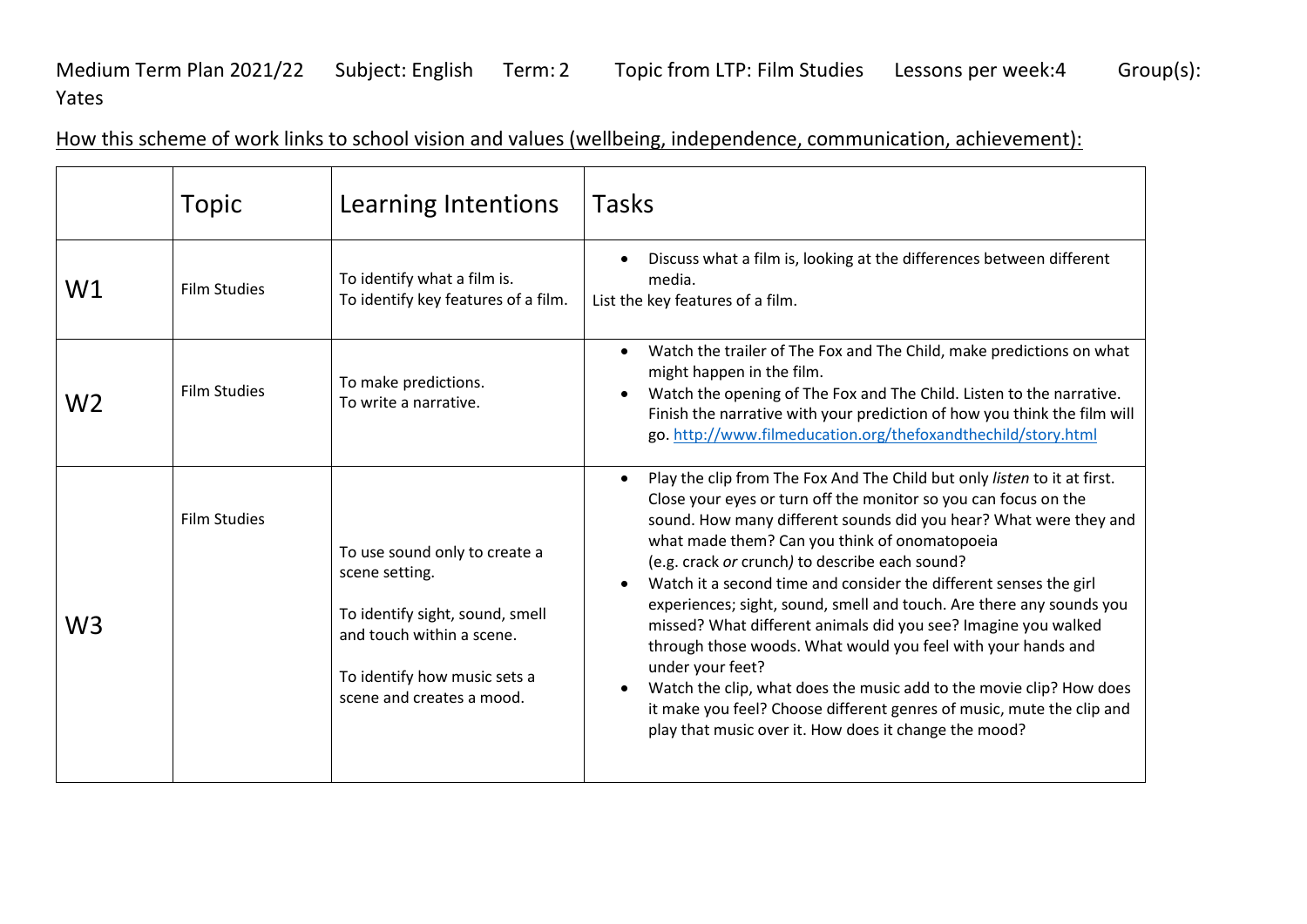Medium Term Plan 2021/22 Subject: English Term: 2 Topic from LTP: Film Studies Lessons per week:4 Group(s): Yates

How this scheme of work links to school vision and values (wellbeing, independence, communication, achievement):

| | Topic | Learning Intentions | Tasks |
|---|---|---|---|
| W1 | Film Studies | To identify what a film is.<br>To identify key features of a film. | • Discuss what a film is, looking at the differences between different media.<br>List the key features of a film. |
| W2 | Film Studies | To make predictions.<br>To write a narrative. | • Watch the trailer of The Fox and The Child, make predictions on what might happen in the film.<br>• Watch the opening of The Fox and The Child. Listen to the narrative. Finish the narrative with your prediction of how you think the film will go. [http://www.filmeducation.org/thefoxandthechild/story.html](http://www.filmeducation.org/thefoxandthechild/story.html) |
| W3 | Film Studies | To use sound only to create a scene setting.<br><br>To identify sight, sound, smell and touch within a scene.<br><br>To identify how music sets a scene and creates a mood. | • Play the clip from The Fox And The Child but only *listen* to it at first. Close your eyes or turn off the monitor so you can focus on the sound. How many different sounds did you hear? What were they and what made them? Can you think of onomatopoeia (e.g. crack *or* crunch) to describe each sound?<br>• Watch it a second time and consider the different senses the girl experiences; sight, sound, smell and touch. Are there any sounds you missed? What different animals did you see? Imagine you walked through those woods. What would you feel with your hands and under your feet?<br>• Watch the clip, what does the music add to the movie clip? How does it make you feel? Choose different genres of music, mute the clip and play that music over it. How does it change the mood? |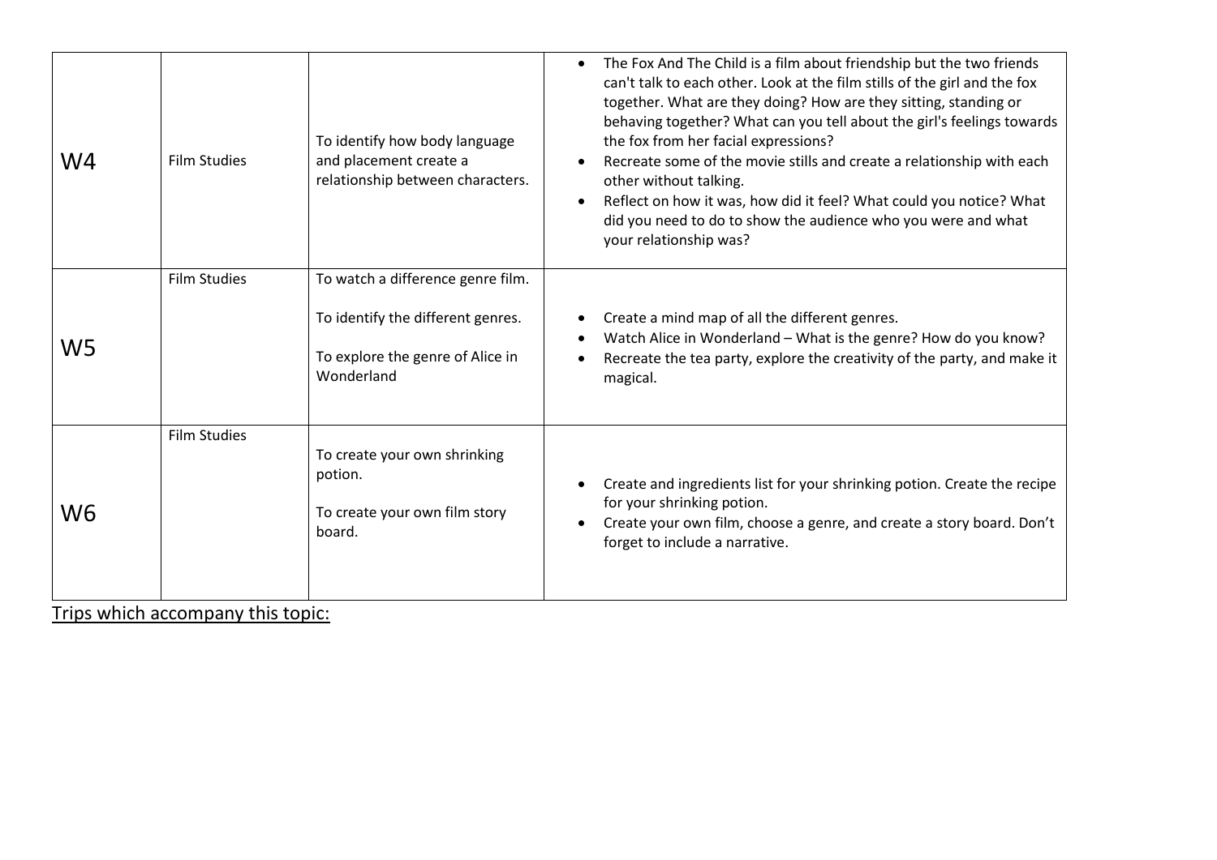| | | | |
|---|---|---|---|
| W4 | Film Studies | To identify how body language and placement create a relationship between characters. | • The Fox And The Child is a film about friendship but the two friends can't talk to each other. Look at the film stills of the girl and the fox together. What are they doing? How are they sitting, standing or behaving together? What can you tell about the girl's feelings towards the fox from her facial expressions?<br>• Recreate some of the movie stills and create a relationship with each other without talking.<br>• Reflect on how it was, how did it feel? What could you notice? What did you need to do to show the audience who you were and what your relationship was? |
| W5 | Film Studies | To watch a difference genre film.<br><br>To identify the different genres.<br><br>To explore the genre of Alice in Wonderland | • Create a mind map of all the different genres.<br>• Watch Alice in Wonderland – What is the genre? How do you know?<br>• Recreate the tea party, explore the creativity of the party, and make it magical. |
| W6 | Film Studies | To create your own shrinking potion.<br><br>To create your own film story board. | • Create and ingredients list for your shrinking potion. Create the recipe for your shrinking potion.<br>• Create your own film, choose a genre, and create a story board. Don't forget to include a narrative. |

<u>Trips which accompany this topic:</u>